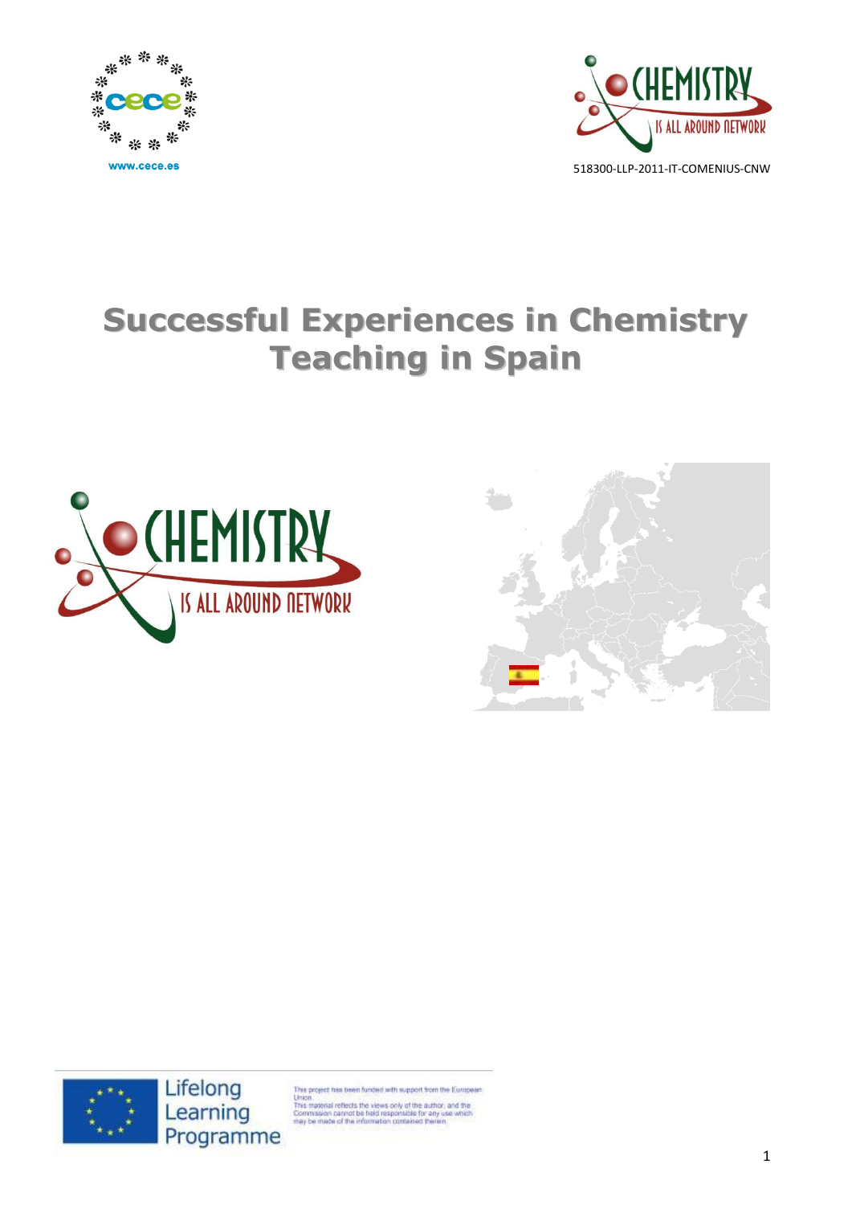www.cece.es

518300-LLP-2011-IT-COMENIUS-CNW

# Successful Experiences in Chemistry Teaching in Spain

Lifelong Learning Programme

This project has been funded with support from the European Union.
This material reflects the views only of the author, and the Commission cannot be held responsible for any use which may be made of the information contained therein.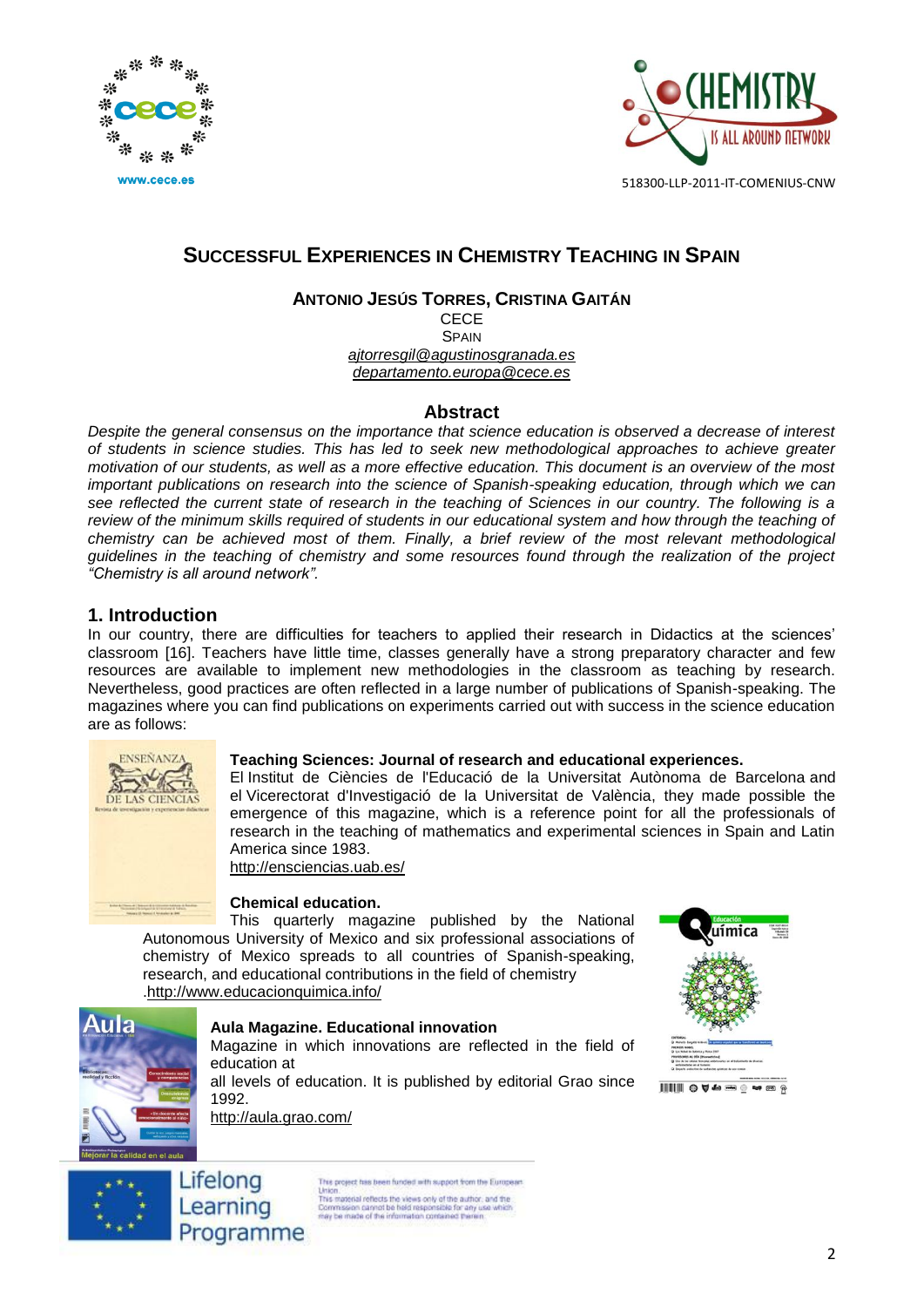# SUCCESSFUL EXPERIENCES IN CHEMISTRY TEACHING IN SPAIN

**ANTONIO JESÚS TORRES, CRISTINA GAITÁN**

CECE

SPAIN

ajtorresgil@agustinosgranada.es

departamento.europa@cece.es

## Abstract

*Despite the general consensus on the importance that science education is observed a decrease of interest of students in science studies. This has led to seek new methodological approaches to achieve greater motivation of our students, as well as a more effective education. This document is an overview of the most important publications on research into the science of Spanish-speaking education, through which we can see reflected the current state of research in the teaching of Sciences in our country. The following is a review of the minimum skills required of students in our educational system and how through the teaching of chemistry can be achieved most of them. Finally, a brief review of the most relevant methodological guidelines in the teaching of chemistry and some resources found through the realization of the project "Chemistry is all around network".*

## 1. Introduction

In our country, there are difficulties for teachers to applied their research in Didactics at the sciences' classroom [16]. Teachers have little time, classes generally have a strong preparatory character and few resources are available to implement new methodologies in the classroom as teaching by research. Nevertheless, good practices are often reflected in a large number of publications of Spanish-speaking. The magazines where you can find publications on experiments carried out with success in the science education are as follows:

**Teaching Sciences: Journal of research and educational experiences.**

El Institut de Ciències de l'Educació de la Universitat Autònoma de Barcelona and el Vicerectorat d'Investigació de la Universitat de València, they made possible the emergence of this magazine, which is a reference point for all the professionals of research in the teaching of mathematics and experimental sciences in Spain and Latin America since 1983.

http://ensciencias.uab.es/

**Chemical education.**

This quarterly magazine published by the National Autonomous University of Mexico and six professional associations of chemistry of Mexico spreads to all countries of Spanish-speaking, research, and educational contributions in the field of chemistry

.http://www.educacionquimica.info/

**Aula Magazine. Educational innovation**

Magazine in which innovations are reflected in the field of education at

all levels of education. It is published by editorial Grao since 1992.

http://aula.grao.com/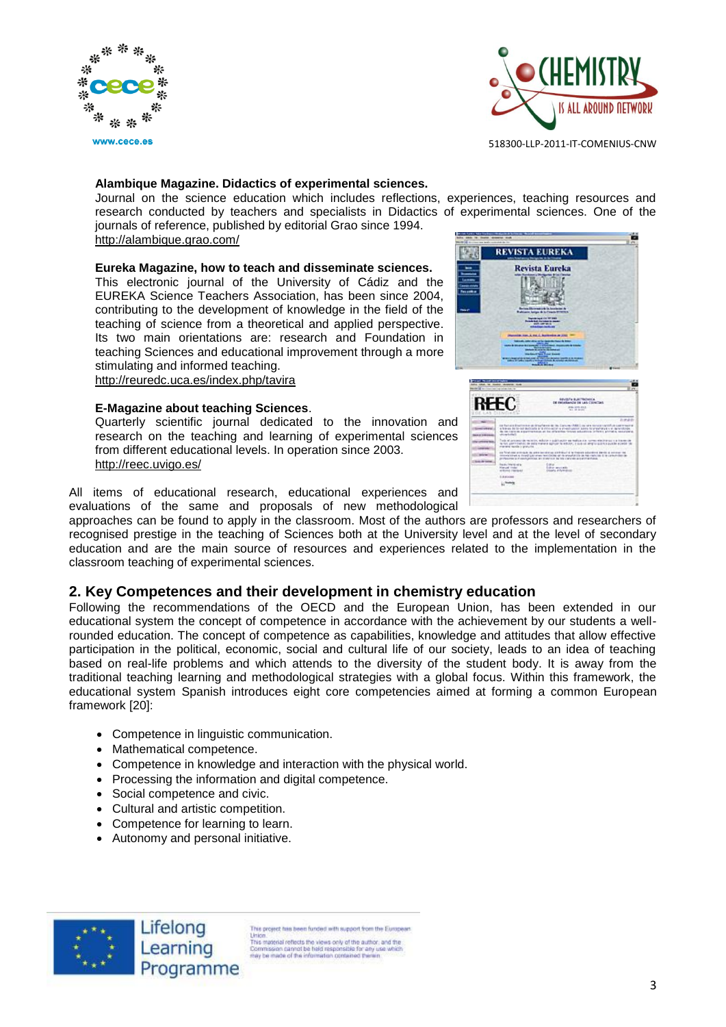**Alambique Magazine. Didactics of experimental sciences.**
Journal on the science education which includes reflections, experiences, teaching resources and research conducted by teachers and specialists in Didactics of experimental sciences. One of the journals of reference, published by editorial Grao since 1994.
http://alambique.grao.com/

**Eureka Magazine, how to teach and disseminate sciences.**
This electronic journal of the University of Cádiz and the EUREKA Science Teachers Association, has been since 2004, contributing to the development of knowledge in the field of the teaching of science from a theoretical and applied perspective. Its two main orientations are: research and Foundation in teaching Sciences and educational improvement through a more stimulating and informed teaching.
http://reuredc.uca.es/index.php/tavira

**E-Magazine about teaching Sciences**.
Quarterly scientific journal dedicated to the innovation and research on the teaching and learning of experimental sciences from different educational levels. In operation since 2003.
http://reec.uvigo.es/

All items of educational research, educational experiences and evaluations of the same and proposals of new methodological approaches can be found to apply in the classroom. Most of the authors are professors and researchers of recognised prestige in the teaching of Sciences both at the University level and at the level of secondary education and are the main source of resources and experiences related to the implementation in the classroom teaching of experimental sciences.

## 2. Key Competences and their development in chemistry education

Following the recommendations of the OECD and the European Union, has been extended in our educational system the concept of competence in accordance with the achievement by our students a well-rounded education. The concept of competence as capabilities, knowledge and attitudes that allow effective participation in the political, economic, social and cultural life of our society, leads to an idea of teaching based on real-life problems and which attends to the diversity of the student body. It is away from the traditional teaching learning and methodological strategies with a global focus. Within this framework, the educational system Spanish introduces eight core competencies aimed at forming a common European framework [20]:

- Competence in linguistic communication.
- Mathematical competence.
- Competence in knowledge and interaction with the physical world.
- Processing the information and digital competence.
- Social competence and civic.
- Cultural and artistic competition.
- Competence for learning to learn.
- Autonomy and personal initiative.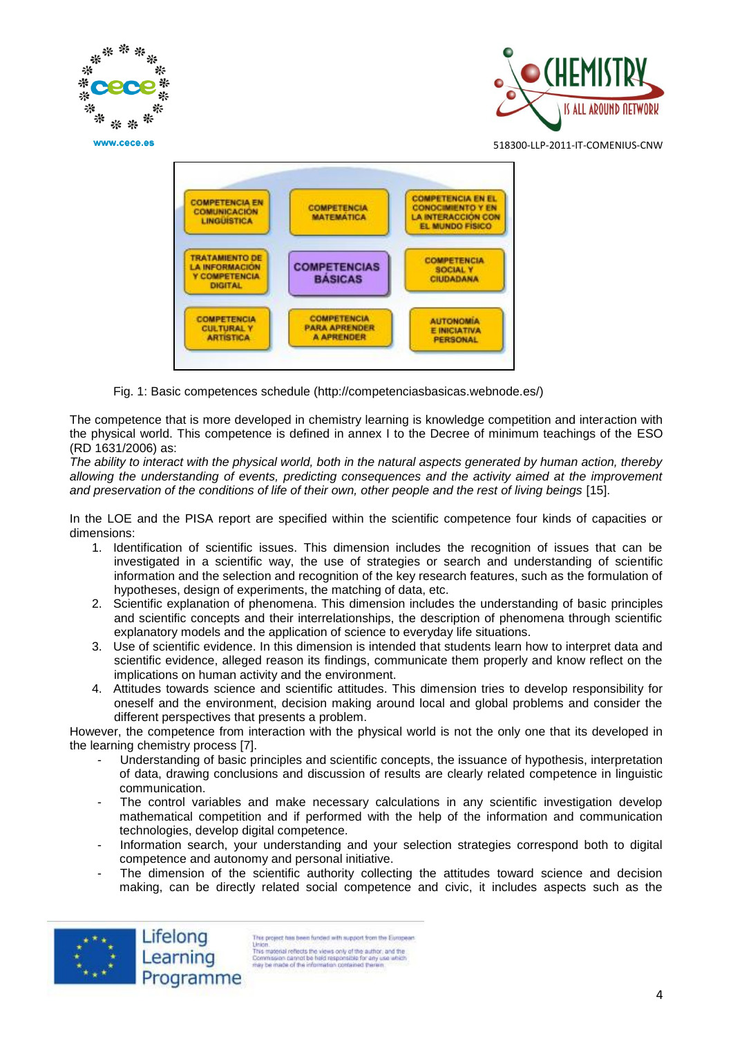| COMPETENCIA EN COMUNICACIÓN LINGÜÍSTICA | COMPETENCIA MATEMÁTICA | COMPETENCIA EN EL CONOCIMIENTO Y EN LA INTERACCIÓN CON EL MUNDO FÍSICO |
|---|---|---|
| TRATAMIENTO DE LA INFORMACIÓN Y COMPETENCIA DIGITAL | COMPETENCIAS BÁSICAS | COMPETENCIA SOCIAL Y CIUDADANA |
| COMPETENCIA CULTURAL Y ARTÍSTICA | COMPETENCIA PARA APRENDER A APRENDER | AUTONOMÍA E INICIATIVA PERSONAL |

Fig. 1: Basic competences schedule (http://competenciasbasicas.webnode.es/)

The competence that is more developed in chemistry learning is knowledge competition and interaction with the physical world. This competence is defined in annex I to the Decree of minimum teachings of the ESO (RD 1631/2006) as:

*The ability to interact with the physical world, both in the natural aspects generated by human action, thereby allowing the understanding of events, predicting consequences and the activity aimed at the improvement and preservation of the conditions of life of their own, other people and the rest of living beings* [15].

In the LOE and the PISA report are specified within the scientific competence four kinds of capacities or dimensions:

1. Identification of scientific issues. This dimension includes the recognition of issues that can be investigated in a scientific way, the use of strategies or search and understanding of scientific information and the selection and recognition of the key research features, such as the formulation of hypotheses, design of experiments, the matching of data, etc.
2. Scientific explanation of phenomena. This dimension includes the understanding of basic principles and scientific concepts and their interrelationships, the description of phenomena through scientific explanatory models and the application of science to everyday life situations.
3. Use of scientific evidence. In this dimension is intended that students learn how to interpret data and scientific evidence, alleged reason its findings, communicate them properly and know reflect on the implications on human activity and the environment.
4. Attitudes towards science and scientific attitudes. This dimension tries to develop responsibility for oneself and the environment, decision making around local and global problems and consider the different perspectives that presents a problem.

However, the competence from interaction with the physical world is not the only one that its developed in the learning chemistry process [7].

- Understanding of basic principles and scientific concepts, the issuance of hypothesis, interpretation of data, drawing conclusions and discussion of results are clearly related competence in linguistic communication.
- The control variables and make necessary calculations in any scientific investigation develop mathematical competition and if performed with the help of the information and communication technologies, develop digital competence.
- Information search, your understanding and your selection strategies correspond both to digital competence and autonomy and personal initiative.
- The dimension of the scientific authority collecting the attitudes toward science and decision making, can be directly related social competence and civic, it includes aspects such as the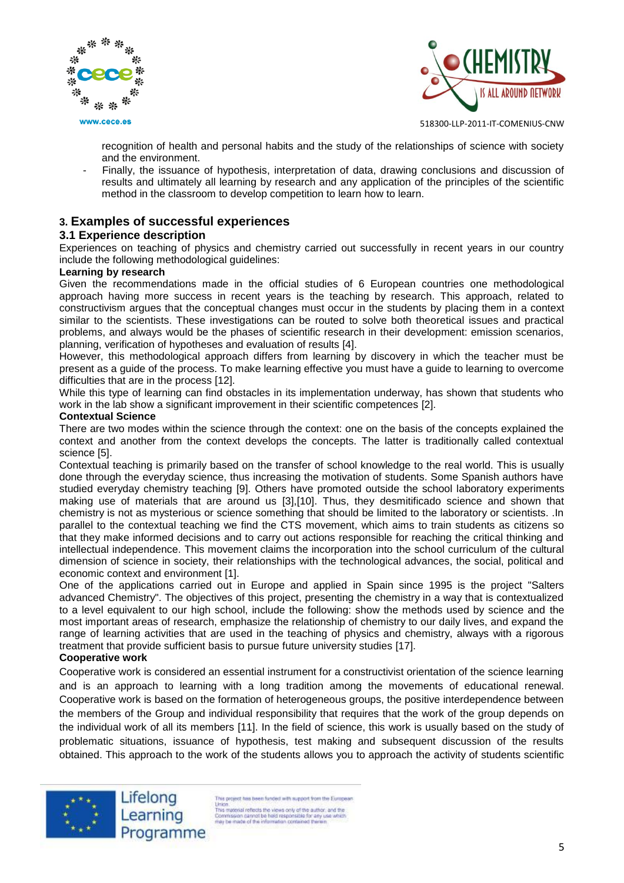recognition of health and personal habits and the study of the relationships of science with society and the environment.

- Finally, the issuance of hypothesis, interpretation of data, drawing conclusions and discussion of results and ultimately all learning by research and any application of the principles of the scientific method in the classroom to develop competition to learn how to learn.

## 3. Examples of successful experiences

### 3.1 Experience description

Experiences on teaching of physics and chemistry carried out successfully in recent years in our country include the following methodological guidelines:

**Learning by research**

Given the recommendations made in the official studies of 6 European countries one methodological approach having more success in recent years is the teaching by research. This approach, related to constructivism argues that the conceptual changes must occur in the students by placing them in a context similar to the scientists. These investigations can be routed to solve both theoretical issues and practical problems, and always would be the phases of scientific research in their development: emission scenarios, planning, verification of hypotheses and evaluation of results [4].

However, this methodological approach differs from learning by discovery in which the teacher must be present as a guide of the process. To make learning effective you must have a guide to learning to overcome difficulties that are in the process [12].

While this type of learning can find obstacles in its implementation underway, has shown that students who work in the lab show a significant improvement in their scientific competences [2].

**Contextual Science**

There are two modes within the science through the context: one on the basis of the concepts explained the context and another from the context develops the concepts. The latter is traditionally called contextual science [5].

Contextual teaching is primarily based on the transfer of school knowledge to the real world. This is usually done through the everyday science, thus increasing the motivation of students. Some Spanish authors have studied everyday chemistry teaching [9]. Others have promoted outside the school laboratory experiments making use of materials that are around us [3],[10]. Thus, they desmitificado science and shown that chemistry is not as mysterious or science something that should be limited to the laboratory or scientists. .In parallel to the contextual teaching we find the CTS movement, which aims to train students as citizens so that they make informed decisions and to carry out actions responsible for reaching the critical thinking and intellectual independence. This movement claims the incorporation into the school curriculum of the cultural dimension of science in society, their relationships with the technological advances, the social, political and economic context and environment [1].

One of the applications carried out in Europe and applied in Spain since 1995 is the project "Salters advanced Chemistry". The objectives of this project, presenting the chemistry in a way that is contextualized to a level equivalent to our high school, include the following: show the methods used by science and the most important areas of research, emphasize the relationship of chemistry to our daily lives, and expand the range of learning activities that are used in the teaching of physics and chemistry, always with a rigorous treatment that provide sufficient basis to pursue future university studies [17].

**Cooperative work**

Cooperative work is considered an essential instrument for a constructivist orientation of the science learning and is an approach to learning with a long tradition among the movements of educational renewal. Cooperative work is based on the formation of heterogeneous groups, the positive interdependence between the members of the Group and individual responsibility that requires that the work of the group depends on the individual work of all its members [11]. In the field of science, this work is usually based on the study of problematic situations, issuance of hypothesis, test making and subsequent discussion of the results obtained. This approach to the work of the students allows you to approach the activity of students scientific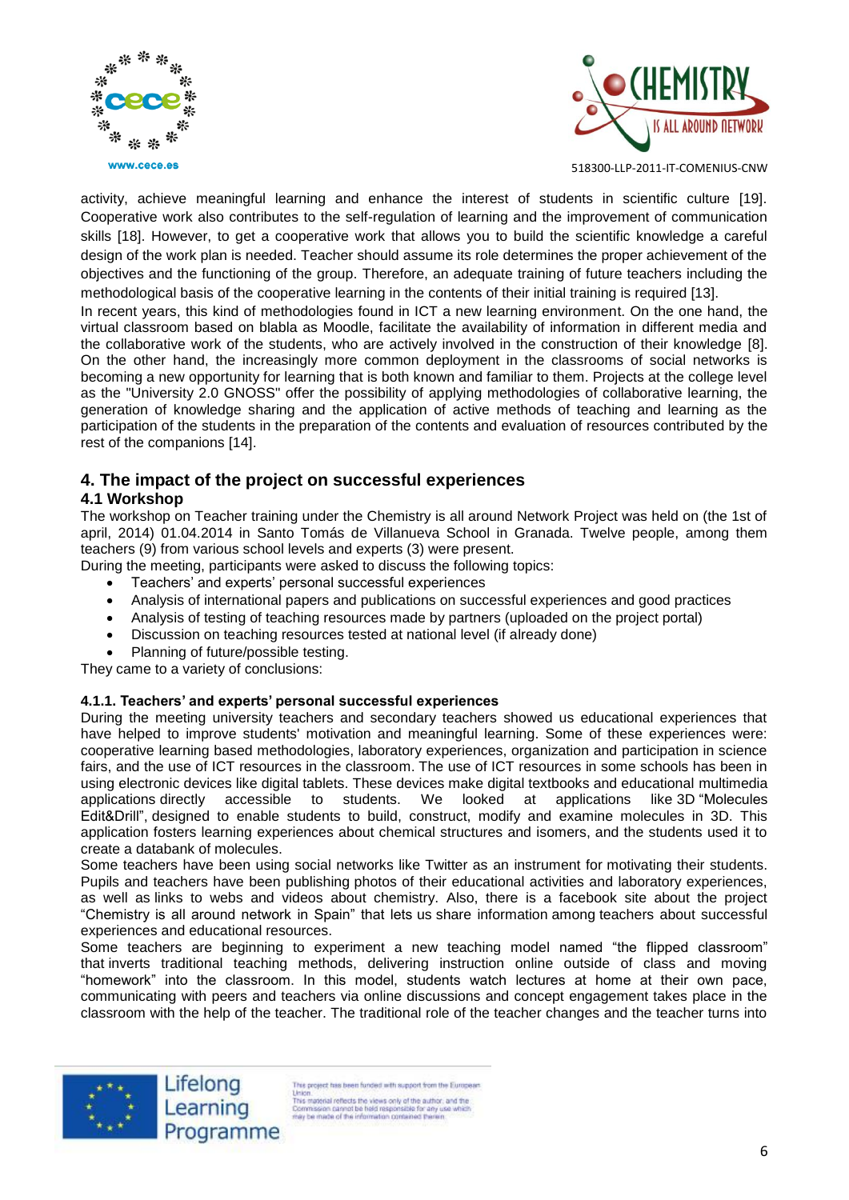activity, achieve meaningful learning and enhance the interest of students in scientific culture [19]. Cooperative work also contributes to the self-regulation of learning and the improvement of communication skills [18]. However, to get a cooperative work that allows you to build the scientific knowledge a careful design of the work plan is needed. Teacher should assume its role determines the proper achievement of the objectives and the functioning of the group. Therefore, an adequate training of future teachers including the methodological basis of the cooperative learning in the contents of their initial training is required [13].

In recent years, this kind of methodologies found in ICT a new learning environment. On the one hand, the virtual classroom based on blabla as Moodle, facilitate the availability of information in different media and the collaborative work of the students, who are actively involved in the construction of their knowledge [8]. On the other hand, the increasingly more common deployment in the classrooms of social networks is becoming a new opportunity for learning that is both known and familiar to them. Projects at the college level as the "University 2.0 GNOSS" offer the possibility of applying methodologies of collaborative learning, the generation of knowledge sharing and the application of active methods of teaching and learning as the participation of the students in the preparation of the contents and evaluation of resources contributed by the rest of the companions [14].

## 4. The impact of the project on successful experiences

### 4.1 Workshop

The workshop on Teacher training under the Chemistry is all around Network Project was held on (the 1st of april, 2014) 01.04.2014 in Santo Tomás de Villanueva School in Granada. Twelve people, among them teachers (9) from various school levels and experts (3) were present.

During the meeting, participants were asked to discuss the following topics:

- Teachers' and experts' personal successful experiences
- Analysis of international papers and publications on successful experiences and good practices
- Analysis of testing of teaching resources made by partners (uploaded on the project portal)
- Discussion on teaching resources tested at national level (if already done)
- Planning of future/possible testing.

They came to a variety of conclusions:

#### 4.1.1. Teachers' and experts' personal successful experiences

During the meeting university teachers and secondary teachers showed us educational experiences that have helped to improve students' motivation and meaningful learning. Some of these experiences were: cooperative learning based methodologies, laboratory experiences, organization and participation in science fairs, and the use of ICT resources in the classroom. The use of ICT resources in some schools has been in using electronic devices like digital tablets. These devices make digital textbooks and educational multimedia applications directly accessible to students. We looked at applications like 3D "Molecules Edit&Drill", designed to enable students to build, construct, modify and examine molecules in 3D. This application fosters learning experiences about chemical structures and isomers, and the students used it to create a databank of molecules.

Some teachers have been using social networks like Twitter as an instrument for motivating their students. Pupils and teachers have been publishing photos of their educational activities and laboratory experiences, as well as links to webs and videos about chemistry. Also, there is a facebook site about the project "Chemistry is all around network in Spain" that lets us share information among teachers about successful experiences and educational resources.

Some teachers are beginning to experiment a new teaching model named "the flipped classroom" that inverts traditional teaching methods, delivering instruction online outside of class and moving "homework" into the classroom. In this model, students watch lectures at home at their own pace, communicating with peers and teachers via online discussions and concept engagement takes place in the classroom with the help of the teacher. The traditional role of the teacher changes and the teacher turns into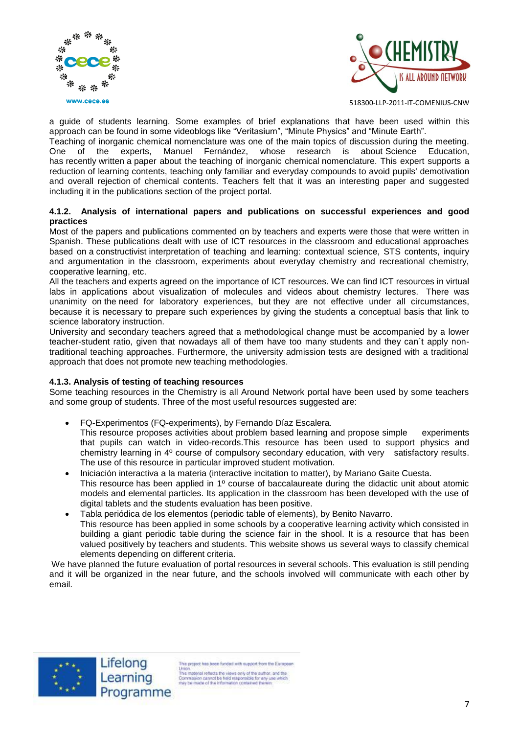a guide of students learning. Some examples of brief explanations that have been used within this approach can be found in some videoblogs like "Veritasium", "Minute Physics" and "Minute Earth".

Teaching of inorganic chemical nomenclature was one of the main topics of discussion during the meeting. One of the experts, Manuel Fernández, whose research is about Science Education, has recently written a paper about the teaching of inorganic chemical nomenclature. This expert supports a reduction of learning contents, teaching only familiar and everyday compounds to avoid pupils' demotivation and overall rejection of chemical contents. Teachers felt that it was an interesting paper and suggested including it in the publications section of the project portal.

#### 4.1.2. Analysis of international papers and publications on successful experiences and good practices

Most of the papers and publications commented on by teachers and experts were those that were written in Spanish. These publications dealt with use of ICT resources in the classroom and educational approaches based on a constructivist interpretation of teaching and learning: contextual science, STS contents, inquiry and argumentation in the classroom, experiments about everyday chemistry and recreational chemistry, cooperative learning, etc.

All the teachers and experts agreed on the importance of ICT resources. We can find ICT resources in virtual labs in applications about visualization of molecules and videos about chemistry lectures. There was unanimity on the need for laboratory experiences, but they are not effective under all circumstances, because it is necessary to prepare such experiences by giving the students a conceptual basis that link to science laboratory instruction.

University and secondary teachers agreed that a methodological change must be accompanied by a lower teacher-student ratio, given that nowadays all of them have too many students and they can´t apply non-traditional teaching approaches. Furthermore, the university admission tests are designed with a traditional approach that does not promote new teaching methodologies.

#### 4.1.3. Analysis of testing of teaching resources

Some teaching resources in the Chemistry is all Around Network portal have been used by some teachers and some group of students. Three of the most useful resources suggested are:

- FQ-Experimentos (FQ-experiments), by Fernando Díaz Escalera.
  This resource proposes activities about problem based learning and propose simple experiments that pupils can watch in video-records.This resource has been used to support physics and chemistry learning in 4º course of compulsory secondary education, with very satisfactory results. The use of this resource in particular improved student motivation.
- Iniciación interactiva a la materia (interactive incitation to matter), by Mariano Gaite Cuesta.
  This resource has been applied in 1º course of baccalaureate during the didactic unit about atomic models and elemental particles. Its application in the classroom has been developed with the use of digital tablets and the students evaluation has been positive.
- Tabla periódica de los elementos (periodic table of elements), by Benito Navarro.
  This resource has been applied in some schools by a cooperative learning activity which consisted in building a giant periodic table during the science fair in the shool. It is a resource that has been valued positively by teachers and students. This website shows us several ways to classify chemical elements depending on different criteria.

We have planned the future evaluation of portal resources in several schools. This evaluation is still pending and it will be organized in the near future, and the schools involved will communicate with each other by email.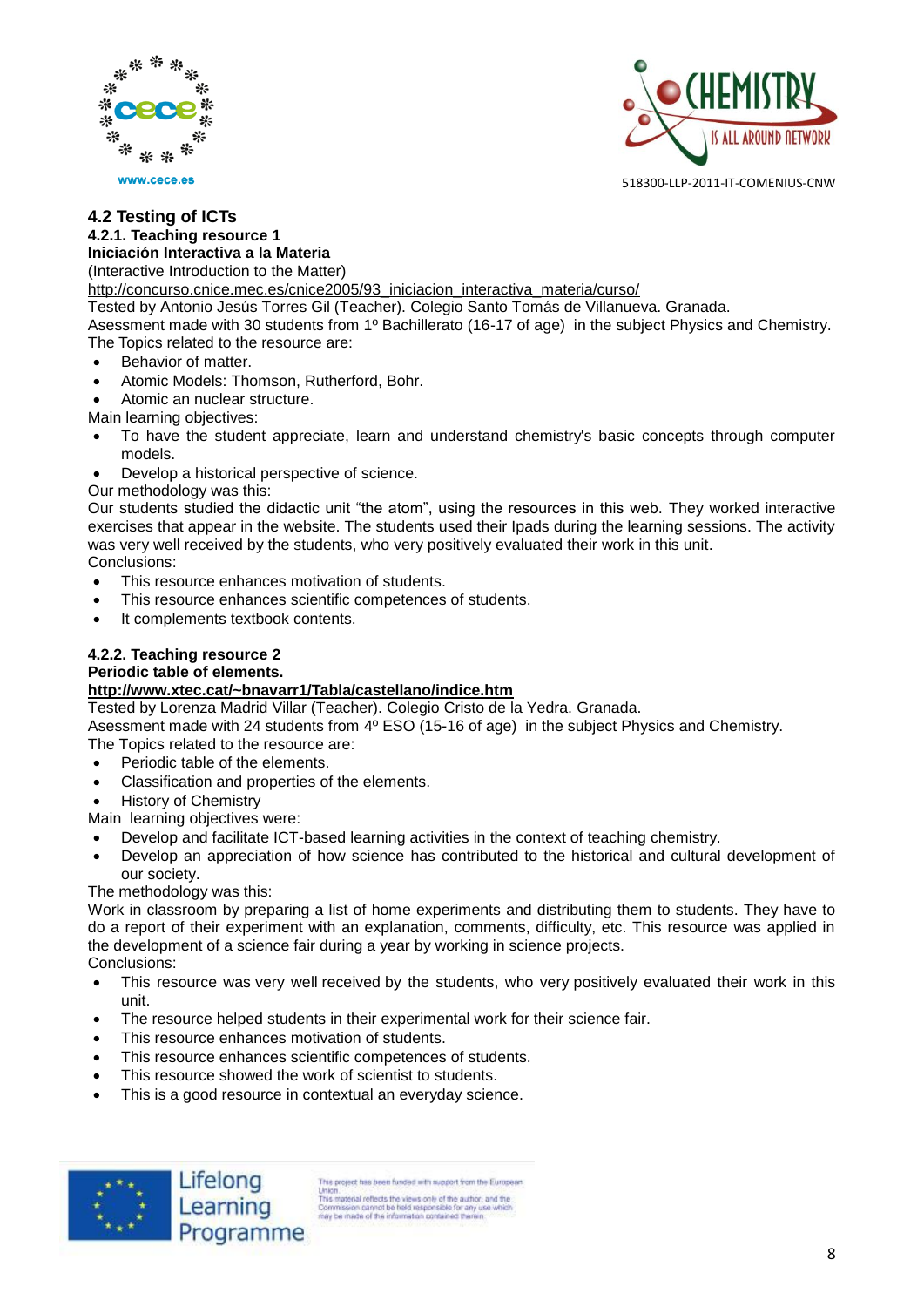## 4.2 Testing of ICTs

### 4.2.1. Teaching resource 1

**Iniciación Interactiva a la Materia**

(Interactive Introduction to the Matter)

http://concurso.cnice.mec.es/cnice2005/93_iniciacion_interactiva_materia/curso/

Tested by Antonio Jesús Torres Gil (Teacher). Colegio Santo Tomás de Villanueva. Granada.

Asessment made with 30 students from 1º Bachillerato (16-17 of age) in the subject Physics and Chemistry.

The Topics related to the resource are:

- Behavior of matter.
- Atomic Models: Thomson, Rutherford, Bohr.
- Atomic an nuclear structure.

Main learning objectives:

- To have the student appreciate, learn and understand chemistry's basic concepts through computer models.
- Develop a historical perspective of science.

Our methodology was this:

Our students studied the didactic unit “the atom”, using the resources in this web. They worked interactive exercises that appear in the website. The students used their Ipads during the learning sessions. The activity was very well received by the students, who very positively evaluated their work in this unit.

Conclusions:

- This resource enhances motivation of students.
- This resource enhances scientific competences of students.
- It complements textbook contents.

### 4.2.2. Teaching resource 2

**Periodic table of elements.**

**http://www.xtec.cat/~bnavarr1/Tabla/castellano/indice.htm**

Tested by Lorenza Madrid Villar (Teacher). Colegio Cristo de la Yedra. Granada.

Asessment made with 24 students from 4º ESO (15-16 of age) in the subject Physics and Chemistry.

The Topics related to the resource are:

- Periodic table of the elements.
- Classification and properties of the elements.
- History of Chemistry

Main learning objectives were:

- Develop and facilitate ICT-based learning activities in the context of teaching chemistry.
- Develop an appreciation of how science has contributed to the historical and cultural development of our society.

The methodology was this:

Work in classroom by preparing a list of home experiments and distributing them to students. They have to do a report of their experiment with an explanation, comments, difficulty, etc. This resource was applied in the development of a science fair during a year by working in science projects.

Conclusions:

- This resource was very well received by the students, who very positively evaluated their work in this unit.
- The resource helped students in their experimental work for their science fair.
- This resource enhances motivation of students.
- This resource enhances scientific competences of students.
- This resource showed the work of scientist to students.
- This is a good resource in contextual an everyday science.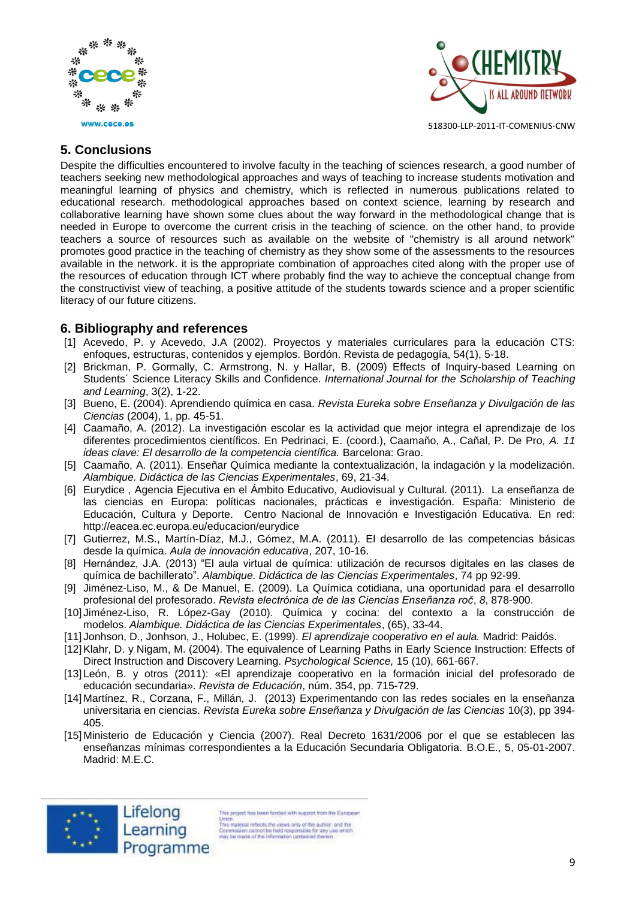## 5. Conclusions

Despite the difficulties encountered to involve faculty in the teaching of sciences research, a good number of teachers seeking new methodological approaches and ways of teaching to increase students motivation and meaningful learning of physics and chemistry, which is reflected in numerous publications related to educational research. methodological approaches based on context science, learning by research and collaborative learning have shown some clues about the way forward in the methodological change that is needed in Europe to overcome the current crisis in the teaching of science. on the other hand, to provide teachers a source of resources such as available on the website of "chemistry is all around network" promotes good practice in the teaching of chemistry as they show some of the assessments to the resources available in the network. it is the appropriate combination of approaches cited along with the proper use of the resources of education through ICT where probably find the way to achieve the conceptual change from the constructivist view of teaching, a positive attitude of the students towards science and a proper scientific literacy of our future citizens.

## 6. Bibliography and references

[1] Acevedo, P. y Acevedo, J.A (2002). Proyectos y materiales curriculares para la educación CTS: enfoques, estructuras, contenidos y ejemplos. Bordón. Revista de pedagogía, 54(1), 5-18.

[2] Brickman, P. Gormally, C. Armstrong, N. y Hallar, B. (2009) Effects of Inquiry-based Learning on Students´ Science Literacy Skills and Confidence. *International Journal for the Scholarship of Teaching and Learning*, 3(2), 1-22.

[3] Bueno, E. (2004). Aprendiendo química en casa. *Revista Eureka sobre Enseñanza y Divulgación de las Ciencias* (2004), 1, pp. 45-51.

[4] Caamaño, A. (2012). La investigación escolar es la actividad que mejor integra el aprendizaje de los diferentes procedimientos científicos. En Pedrinaci, E. (coord.), Caamaño, A., Cañal, P. De Pro, *A. 11 ideas clave: El desarrollo de la competencia científica.* Barcelona: Grao.

[5] Caamaño, A. (2011). Enseñar Química mediante la contextualización, la indagación y la modelización. *Alambique. Didáctica de las Ciencias Experimentales*, 69, 21-34.

[6] Eurydice , Agencia Ejecutiva en el Ámbito Educativo, Audiovisual y Cultural. (2011). La enseñanza de las ciencias en Europa: políticas nacionales, prácticas e investigación. España: Ministerio de Educación, Cultura y Deporte. Centro Nacional de Innovación e Investigación Educativa. En red: http://eacea.ec.europa.eu/educacion/eurydice

[7] Gutierrez, M.S., Martín-Díaz, M.J., Gómez, M.A. (2011). El desarrollo de las competencias básicas desde la química. *Aula de innovación educativa*, 207, 10-16.

[8] Hernández, J.A. (2013) "El aula virtual de química: utilización de recursos digitales en las clases de química de bachillerato". *Alambique. Didáctica de las Ciencias Experimentales*, 74 pp 92-99.

[9] Jiménez-Liso, M., & De Manuel, E. (2009). La Química cotidiana, una oportunidad para el desarrollo profesional del profesorado. *Revista electrónica de de las Ciencias Enseñanza roč*, *8*, 878-900.

[10] Jiménez-Liso, R. López-Gay (2010). Química y cocina: del contexto a la construcción de modelos. *Alambique. Didáctica de las Ciencias Experimentales*, (65), 33-44.

[11] Jonhson, D., Jonhson, J., Holubec, E. (1999). *El aprendizaje cooperativo en el aula.* Madrid: Paidós.

[12] Klahr, D. y Nigam, M. (2004). The equivalence of Learning Paths in Early Science Instruction: Effects of Direct Instruction and Discovery Learning. *Psychological Science,* 15 (10), 661-667.

[13] León, B. y otros (2011): «El aprendizaje cooperativo en la formación inicial del profesorado de educación secundaria». *Revista de Educación*, núm. 354, pp. 715-729.

[14] Martínez, R., Corzana, F., Millán, J. (2013) Experimentando con las redes sociales en la enseñanza universitaria en ciencias. *Revista Eureka sobre Enseñanza y Divulgación de las Ciencias* 10(3), pp 394-405.

[15] Ministerio de Educación y Ciencia (2007). Real Decreto 1631/2006 por el que se establecen las enseñanzas mínimas correspondientes a la Educación Secundaria Obligatoria. B.O.E., 5, 05-01-2007. Madrid: M.E.C.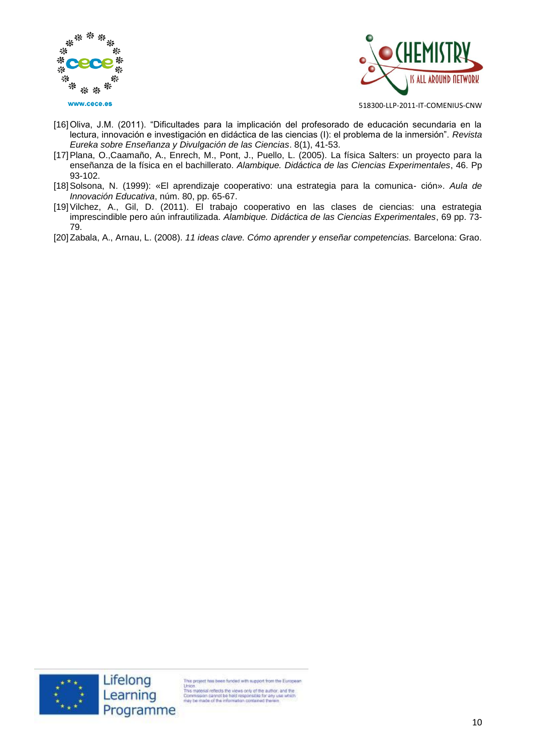[16] Oliva, J.M. (2011). "Dificultades para la implicación del profesorado de educación secundaria en la lectura, innovación e investigación en didáctica de las ciencias (I): el problema de la inmersión". *Revista Eureka sobre Enseñanza y Divulgación de las Ciencias*. 8(1), 41-53.

[17] Plana, O.,Caamaño, A., Enrech, M., Pont, J., Puello, L. (2005). La física Salters: un proyecto para la enseñanza de la física en el bachillerato. *Alambique. Didáctica de las Ciencias Experimentales*, 46. Pp 93-102.

[18] Solsona, N. (1999): «El aprendizaje cooperativo: una estrategia para la comunica- ción». *Aula de Innovación Educativa*, núm. 80, pp. 65-67.

[19] Vilchez, A., Gil, D. (2011). El trabajo cooperativo en las clases de ciencias: una estrategia imprescindible pero aún infrautilizada. *Alambique. Didáctica de las Ciencias Experimentales*, 69 pp. 73-79.

[20] Zabala, A., Arnau, L. (2008). *11 ideas clave. Cómo aprender y enseñar competencias.* Barcelona: Grao.